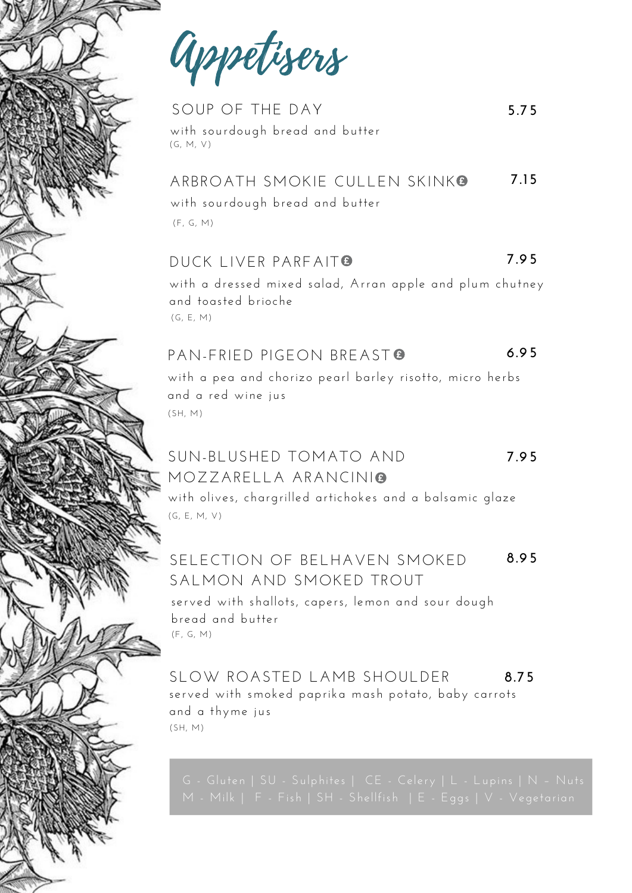# Appetisers

## SOUP OF THE DAY — 5.75

with sourdough bread and butter
(G, M, V)

## ARBROATH SMOKIE CULLEN SKINK £ — 7.15

with sourdough bread and butter
(F, G, M)

## DUCK LIVER PARFAIT £ — 7.95

with a dressed mixed salad, Arran apple and plum chutney and toasted brioche
(G, E, M)

## PAN-FRIED PIGEON BREAST £ — 6.95

with a pea and chorizo pearl barley risotto, micro herbs and a red wine jus
(SH, M)

## SUN-BLUSHED TOMATO AND MOZZARELLA ARANCINI £ — 7.95

with olives, chargrilled artichokes and a balsamic glaze
(G, E, M, V)

## SELECTION OF BELHAVEN SMOKED SALMON AND SMOKED TROUT — 8.95

served with shallots, capers, lemon and sour dough bread and butter
(F, G, M)

## SLOW ROASTED LAMB SHOULDER — 8.75

served with smoked paprika mash potato, baby carrots and a thyme jus
(SH, M)

G - Gluten | SU - Sulphites | CE - Celery | L - Lupins | N – Nuts
M - Milk | F - Fish | SH - Shellfish | E - Eggs | V - Vegetarian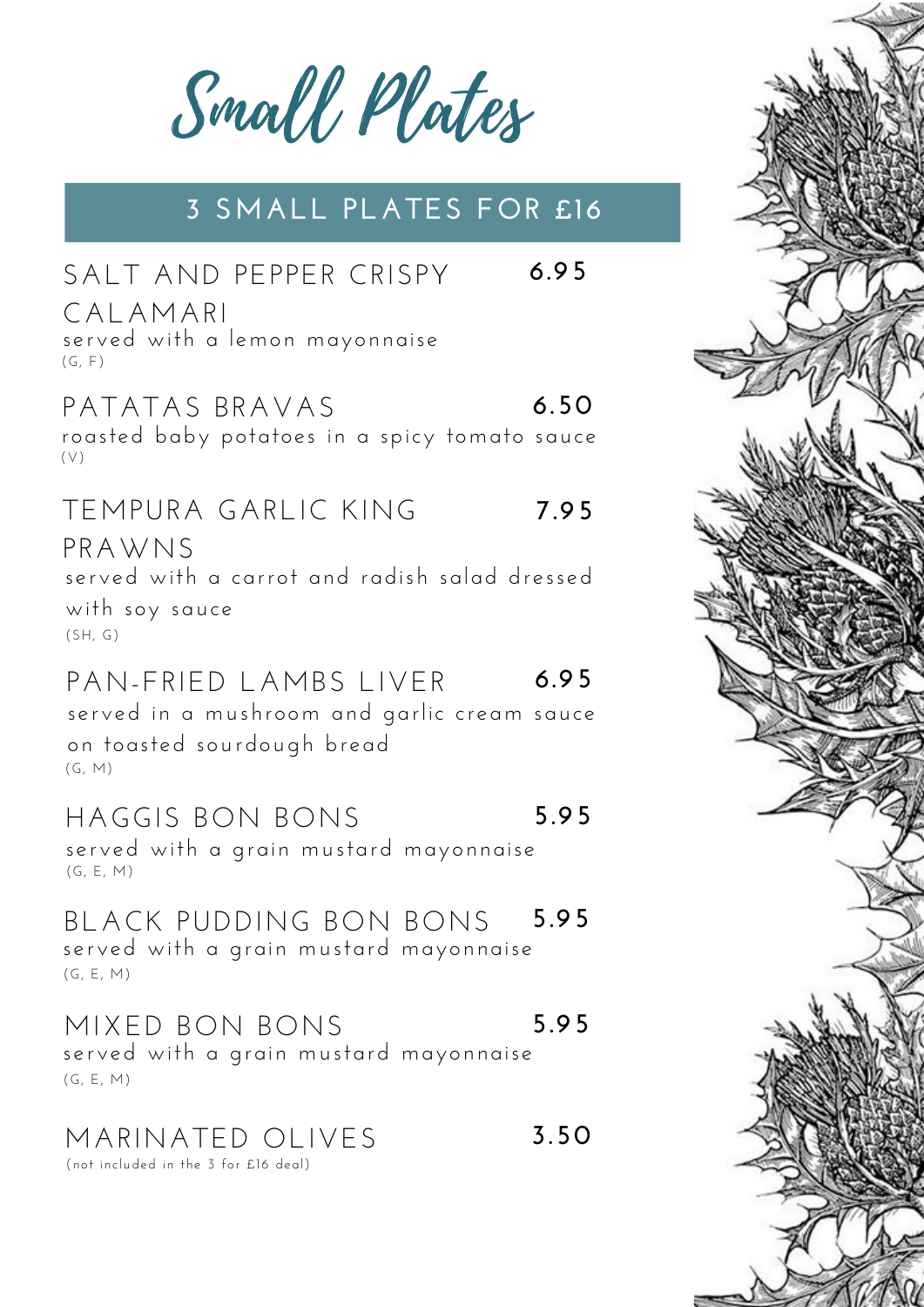# Small Plates

## 3 SMALL PLATES FOR £16

**SALT AND PEPPER CRISPY CALAMARI** 6.95
served with a lemon mayonnaise
(G, F)

**PATATAS BRAVAS** 6.50
roasted baby potatoes in a spicy tomato sauce
(V)

**TEMPURA GARLIC KING PRAWNS** 7.95
served with a carrot and radish salad dressed with soy sauce
(SH, G)

**PAN-FRIED LAMBS LIVER** 6.95
served in a mushroom and garlic cream sauce on toasted sourdough bread
(G, M)

**HAGGIS BON BONS** 5.95
served with a grain mustard mayonnaise
(G, E, M)

**BLACK PUDDING BON BONS** 5.95
served with a grain mustard mayonnaise
(G, E, M)

**MIXED BON BONS** 5.95
served with a grain mustard mayonnaise
(G, E, M)

**MARINATED OLIVES** 3.50
(not included in the 3 for £16 deal)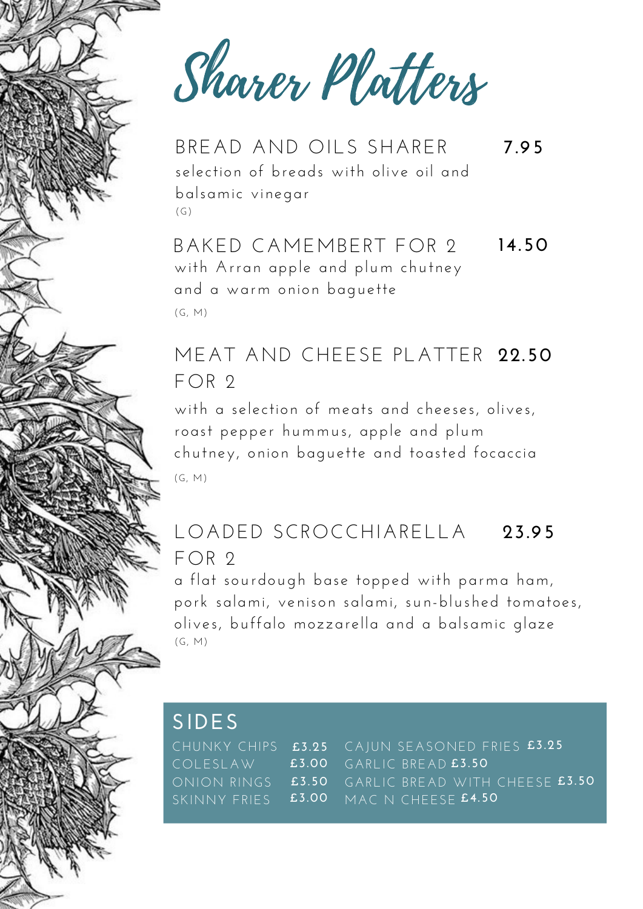# Sharer Platters

## BREAD AND OILS SHARER — 7.95

selection of breads with olive oil and balsamic vinegar

(G)

## BAKED CAMEMBERT FOR 2 — 14.50

with Arran apple and plum chutney and a warm onion baguette

(G, M)

## MEAT AND CHEESE PLATTER FOR 2 — 22.50

with a selection of meats and cheeses, olives, roast pepper hummus, apple and plum chutney, onion baguette and toasted focaccia

(G, M)

## LOADED SCROCCHIARELLA FOR 2 — 23.95

a flat sourdough base topped with parma ham, pork salami, venison salami, sun-blushed tomatoes, olives, buffalo mozzarella and a balsamic glaze

(G, M)

## SIDES

| Item | Price | Item | Price |
|---|---|---|---|
| CHUNKY CHIPS | £3.25 | CAJUN SEASONED FRIES | £3.25 |
| COLESLAW | £3.00 | GARLIC BREAD | £3.50 |
| ONION RINGS | £3.50 | GARLIC BREAD WITH CHEESE | £3.50 |
| SKINNY FRIES | £3.00 | MAC N CHEESE | £4.50 |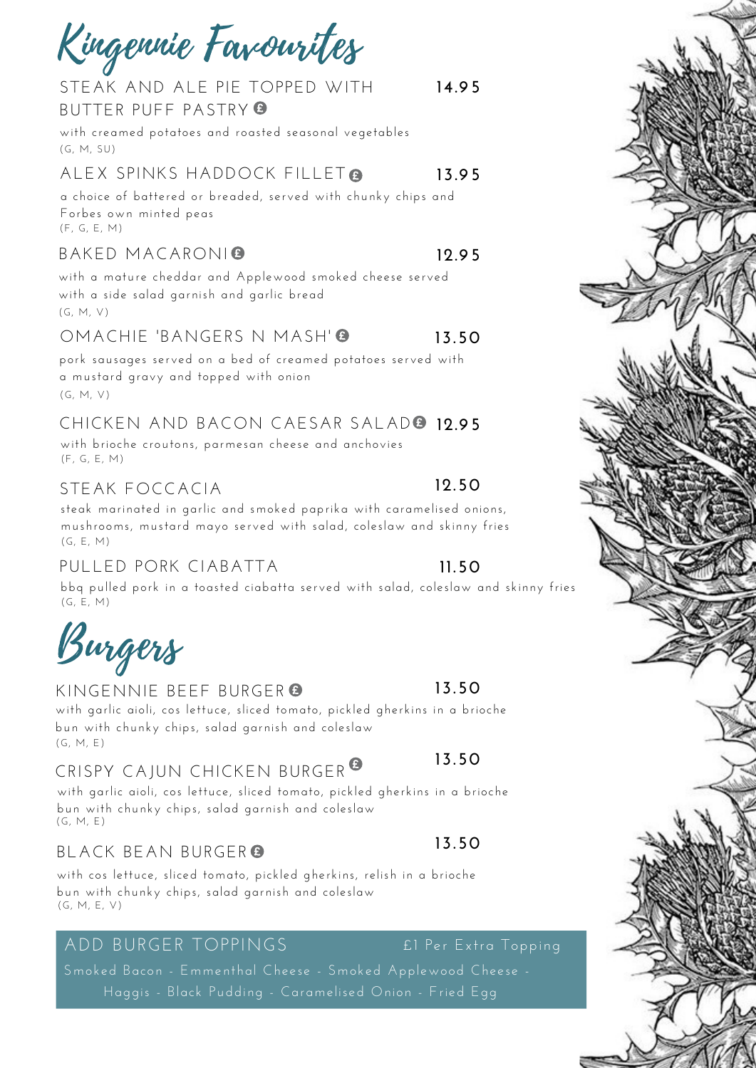# Kingennie Favourites

### STEAK AND ALE PIE TOPPED WITH BUTTER PUFF PASTRY £ — 14.95

with creamed potatoes and roasted seasonal vegetables
(G, M, SU)

### ALEX SPINKS HADDOCK FILLET £ — 13.95

a choice of battered or breaded, served with chunky chips and Forbes own minted peas
(F, G, E, M)

### BAKED MACARONI £ — 12.95

with a mature cheddar and Applewood smoked cheese served with a side salad garnish and garlic bread
(G, M, V)

### OMACHIE 'BANGERS N MASH' £ — 13.50

pork sausages served on a bed of creamed potatoes served with a mustard gravy and topped with onion
(G, M, V)

### CHICKEN AND BACON CAESAR SALAD £ — 12.95

with brioche croutons, parmesan cheese and anchovies
(F, G, E, M)

### STEAK FOCCACIA — 12.50

steak marinated in garlic and smoked paprika with caramelised onions, mushrooms, mustard mayo served with salad, coleslaw and skinny fries
(G, E, M)

### PULLED PORK CIABATTA — 11.50

bbq pulled pork in a toasted ciabatta served with salad, coleslaw and skinny fries
(G, E, M)

# Burgers

### KINGENNIE BEEF BURGER £ — 13.50

with garlic aioli, cos lettuce, sliced tomato, pickled gherkins in a brioche bun with chunky chips, salad garnish and coleslaw
(G, M, E)

### CRISPY CAJUN CHICKEN BURGER £ — 13.50

with garlic aioli, cos lettuce, sliced tomato, pickled gherkins in a brioche bun with chunky chips, salad garnish and coleslaw
(G, M, E)

### BLACK BEAN BURGER £ — 13.50

with cos lettuce, sliced tomato, pickled gherkins, relish in a brioche bun with chunky chips, salad garnish and coleslaw
(G, M, E, V)

### ADD BURGER TOPPINGS — £1 Per Extra Topping

Smoked Bacon - Emmenthal Cheese - Smoked Applewood Cheese - Haggis - Black Pudding - Caramelised Onion - Fried Egg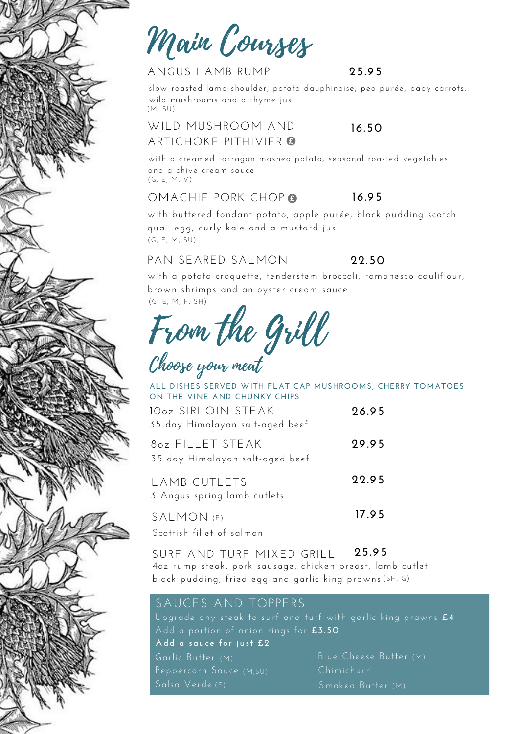# Main Courses

## ANGUS LAMB RUMP 25.95

slow roasted lamb shoulder, potato dauphinoise, pea purée, baby carrots, wild mushrooms and a thyme jus
(M, SU)

## WILD MUSHROOM AND ARTICHOKE PITHIVIER £ 16.50

with a creamed tarragon mashed potato, seasonal roasted vegetables and a chive cream sauce
(G, E, M, V)

## OMACHIE PORK CHOP £ 16.95

with buttered fondant potato, apple purée, black pudding scotch quail egg, curly kale and a mustard jus
(G, E, M, SU)

## PAN SEARED SALMON 22.50

with a potato croquette, tenderstem broccoli, romanesco cauliflour, brown shrimps and an oyster cream sauce
(G, E, M, F, SH)

# From the Grill

### Choose your meat

**ALL DISHES SERVED WITH FLAT CAP MUSHROOMS, CHERRY TOMATOES ON THE VINE AND CHUNKY CHIPS**

**10oz SIRLOIN STEAK** 26.95
35 day Himalayan salt-aged beef

**8oz FILLET STEAK** 29.95
35 day Himalayan salt-aged beef

**LAMB CUTLETS** 22.95
3 Angus spring lamb cutlets

**SALMON** (F) 17.95
Scottish fillet of salmon

**SURF AND TURF MIXED GRILL** 25.95
4oz rump steak, pork sausage, chicken breast, lamb cutlet, black pudding, fried egg and garlic king prawns (SH, G)

## SAUCES AND TOPPERS

Upgrade any steak to surf and turf with garlic king prawns **£4**
Add a portion of onion rings for **£3.50**
**Add a sauce for just £2**

- Garlic Butter (M)
- Peppercorn Sauce (M,SU)
- Salsa Verde (F)
- Blue Cheese Butter (M)
- Chimichurri
- Smoked Butter (M)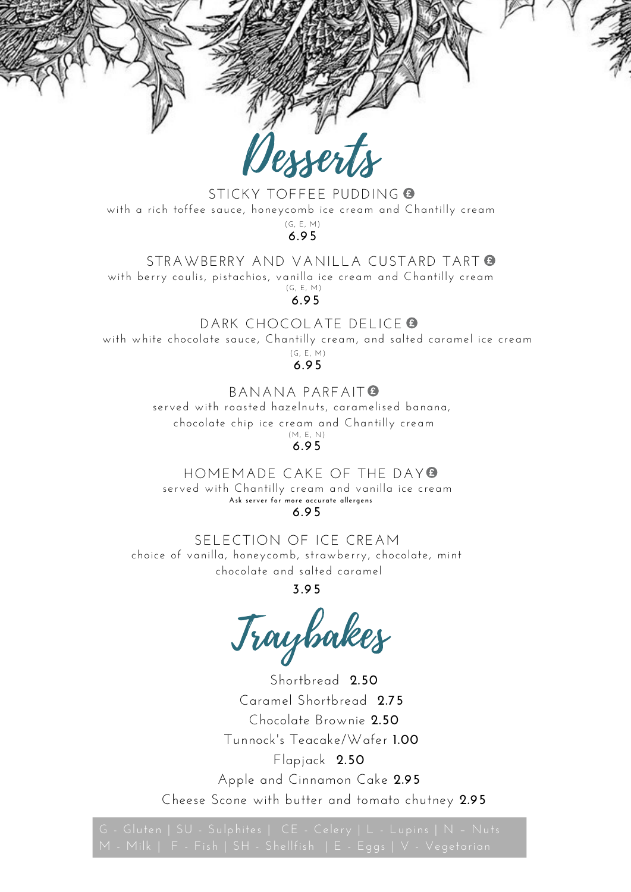# Desserts

## STICKY TOFFEE PUDDING £

with a rich toffee sauce, honeycomb ice cream and Chantilly cream

(G, E, M)

**6.95**

## STRAWBERRY AND VANILLA CUSTARD TART £

with berry coulis, pistachios, vanilla ice cream and Chantilly cream

(G, E, M)

**6.95**

## DARK CHOCOLATE DELICE £

with white chocolate sauce, Chantilly cream, and salted caramel ice cream

(G, E, M)

**6.95**

## BANANA PARFAIT £

served with roasted hazelnuts, caramelised banana, chocolate chip ice cream and Chantilly cream

(M, E, N)

**6.95**

## HOMEMADE CAKE OF THE DAY £

served with Chantilly cream and vanilla ice cream

**Ask server for more accurate allergens**

**6.95**

## SELECTION OF ICE CREAM

choice of vanilla, honeycomb, strawberry, chocolate, mint chocolate and salted caramel

**3.95**

# Traybakes

Shortbread **2.50**

Caramel Shortbread **2.75**

Chocolate Brownie **2.50**

Tunnock's Teacake/Wafer **1.00**

Flapjack **2.50**

Apple and Cinnamon Cake **2.95**

Cheese Scone with butter and tomato chutney **2.95**

G - Gluten | SU - Sulphites | CE - Celery | L - Lupins | N – Nuts
M - Milk | F - Fish | SH - Shellfish | E - Eggs | V - Vegetarian